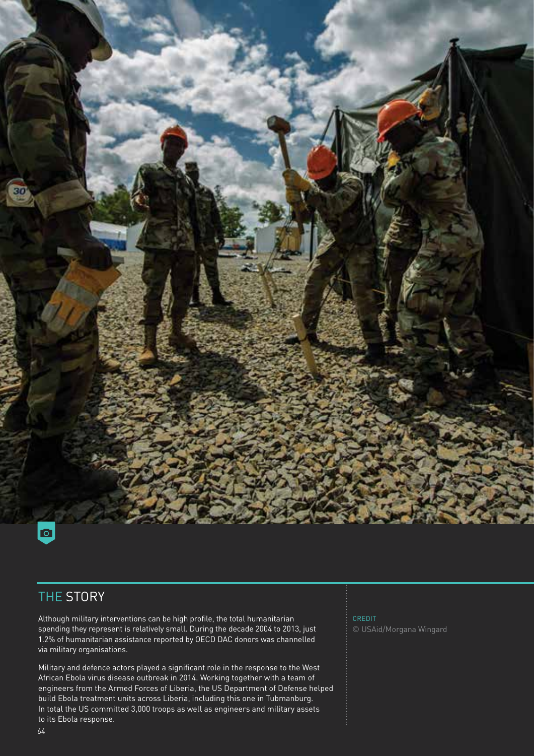## THE STORY

Although military interventions can be high profile, the total humanitarian spending they represent is relatively small. During the decade 2004 to 2013, just 1.2% of humanitarian assistance reported by OECD DAC donors was channelled via military organisations.

Military and defence actors played a significant role in the response to the West African Ebola virus disease outbreak in 2014. Working together with a team of engineers from the Armed Forces of Liberia, the US Department of Defense helped build Ebola treatment units across Liberia, including this one in Tubmanburg. In total the US committed 3,000 troops as well as engineers and military assets to its Ebola response.

CREDIT

© USAid/Morgana Wingard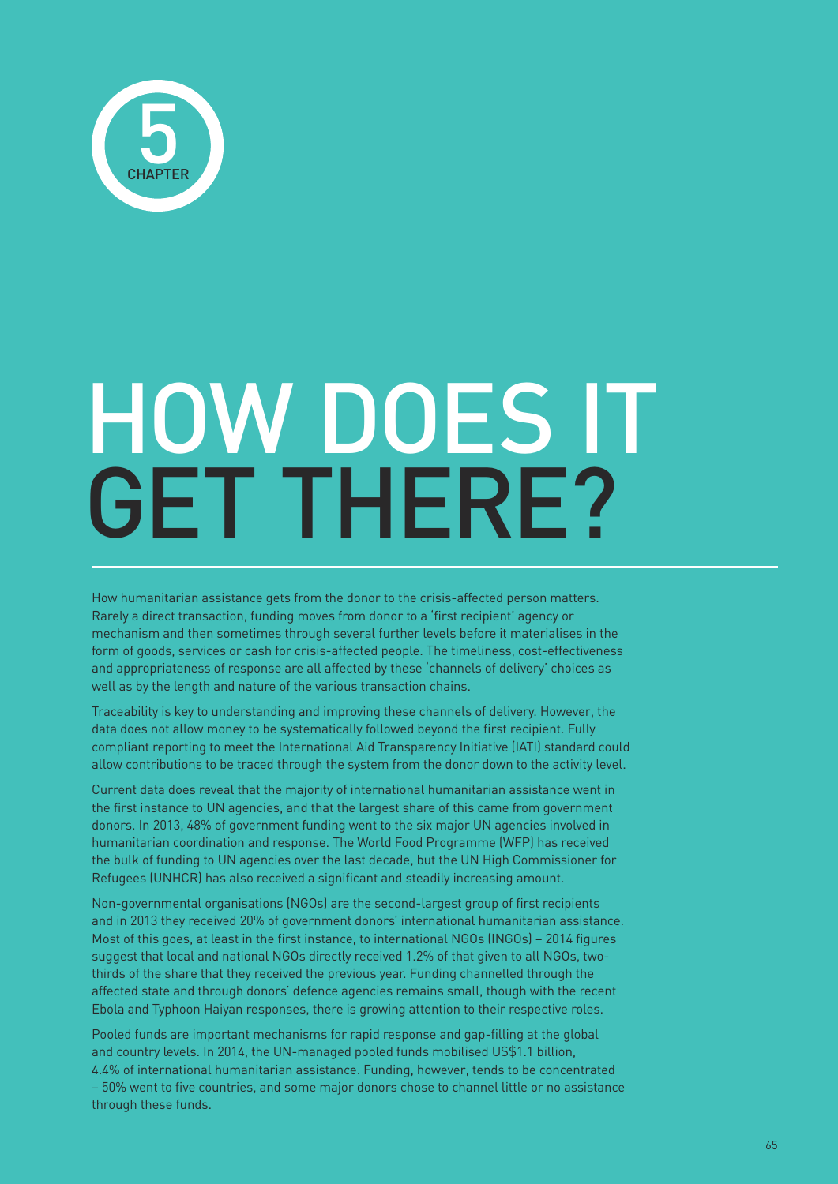5

CHAPTER

# HOW DOES IT GET THERE?

How humanitarian assistance gets from the donor to the crisis-affected person matters. Rarely a direct transaction, funding moves from donor to a 'first recipient' agency or mechanism and then sometimes through several further levels before it materialises in the form of goods, services or cash for crisis-affected people. The timeliness, cost-effectiveness and appropriateness of response are all affected by these 'channels of delivery' choices as well as by the length and nature of the various transaction chains.

Traceability is key to understanding and improving these channels of delivery. However, the data does not allow money to be systematically followed beyond the first recipient. Fully compliant reporting to meet the International Aid Transparency Initiative (IATI) standard could allow contributions to be traced through the system from the donor down to the activity level.

Current data does reveal that the majority of international humanitarian assistance went in the first instance to UN agencies, and that the largest share of this came from government donors. In 2013, 48% of government funding went to the six major UN agencies involved in humanitarian coordination and response. The World Food Programme (WFP) has received the bulk of funding to UN agencies over the last decade, but the UN High Commissioner for Refugees (UNHCR) has also received a significant and steadily increasing amount.

Non-governmental organisations (NGOs) are the second-largest group of first recipients and in 2013 they received 20% of government donors' international humanitarian assistance. Most of this goes, at least in the first instance, to international NGOs (INGOs) – 2014 figures suggest that local and national NGOs directly received 1.2% of that given to all NGOs, two-thirds of the share that they received the previous year. Funding channelled through the affected state and through donors' defence agencies remains small, though with the recent Ebola and Typhoon Haiyan responses, there is growing attention to their respective roles.

Pooled funds are important mechanisms for rapid response and gap-filling at the global and country levels. In 2014, the UN-managed pooled funds mobilised US$1.1 billion, 4.4% of international humanitarian assistance. Funding, however, tends to be concentrated – 50% went to five countries, and some major donors chose to channel little or no assistance through these funds.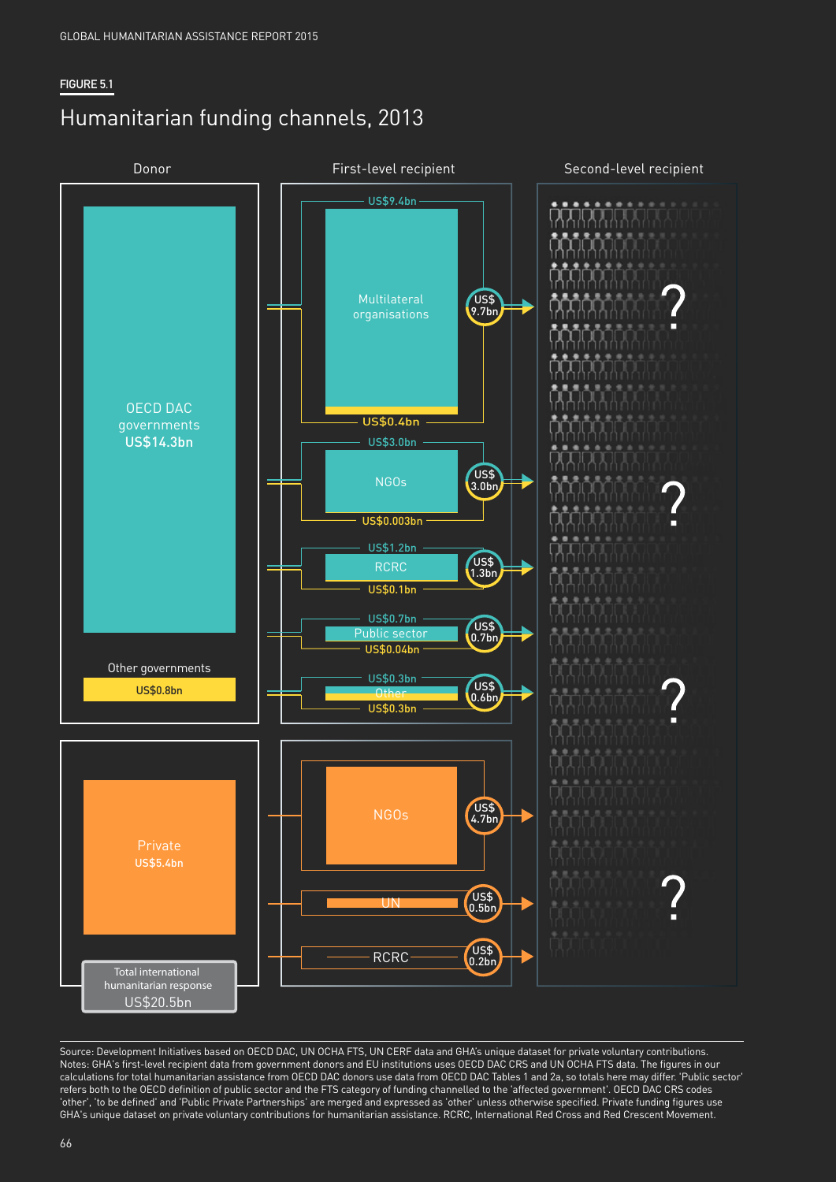**FIGURE 5.1**

## Humanitarian funding channels, 2013

**Donor**

- OECD DAC governments US$14.3bn
- Other governments US$0.8bn
- Private US$5.4bn
- Total international humanitarian response US$20.5bn

**First-level recipient**

| Recipient | From OECD DAC governments | From other governments | Total |
| --- | --- | --- | --- |
| Multilateral organisations | US$9.4bn | US$0.4bn | US$9.7bn |
| NGOs | US$3.0bn | US$0.003bn | US$3.0bn |
| RCRC | US$1.2bn | US$0.1bn | US$1.3bn |
| Public sector | US$0.7bn | US$0.04bn | US$0.7bn |
| Other | US$0.3bn | US$0.3bn | US$0.6bn |

| Recipient (private funding) | Total |
| --- | --- |
| NGOs | US$4.7bn |
| UN | US$0.5bn |
| RCRC | US$0.2bn |

**Second-level recipient**

? ? ? ?

Source: Development Initiatives based on OECD DAC, UN OCHA FTS, UN CERF data and GHA's unique dataset for private voluntary contributions.
Notes: GHA's first-level recipient data from government donors and EU institutions uses OECD DAC CRS and UN OCHA FTS data. The figures in our calculations for total humanitarian assistance from OECD DAC donors use data from OECD DAC Tables 1 and 2a, so totals here may differ. 'Public sector' refers both to the OECD definition of public sector and the FTS category of funding channelled to the 'affected government'. OECD DAC CRS codes 'other', 'to be defined' and 'Public Private Partnerships' are merged and expressed as 'other' unless otherwise specified. Private funding figures use GHA's unique dataset on private voluntary contributions for humanitarian assistance. RCRC, International Red Cross and Red Crescent Movement.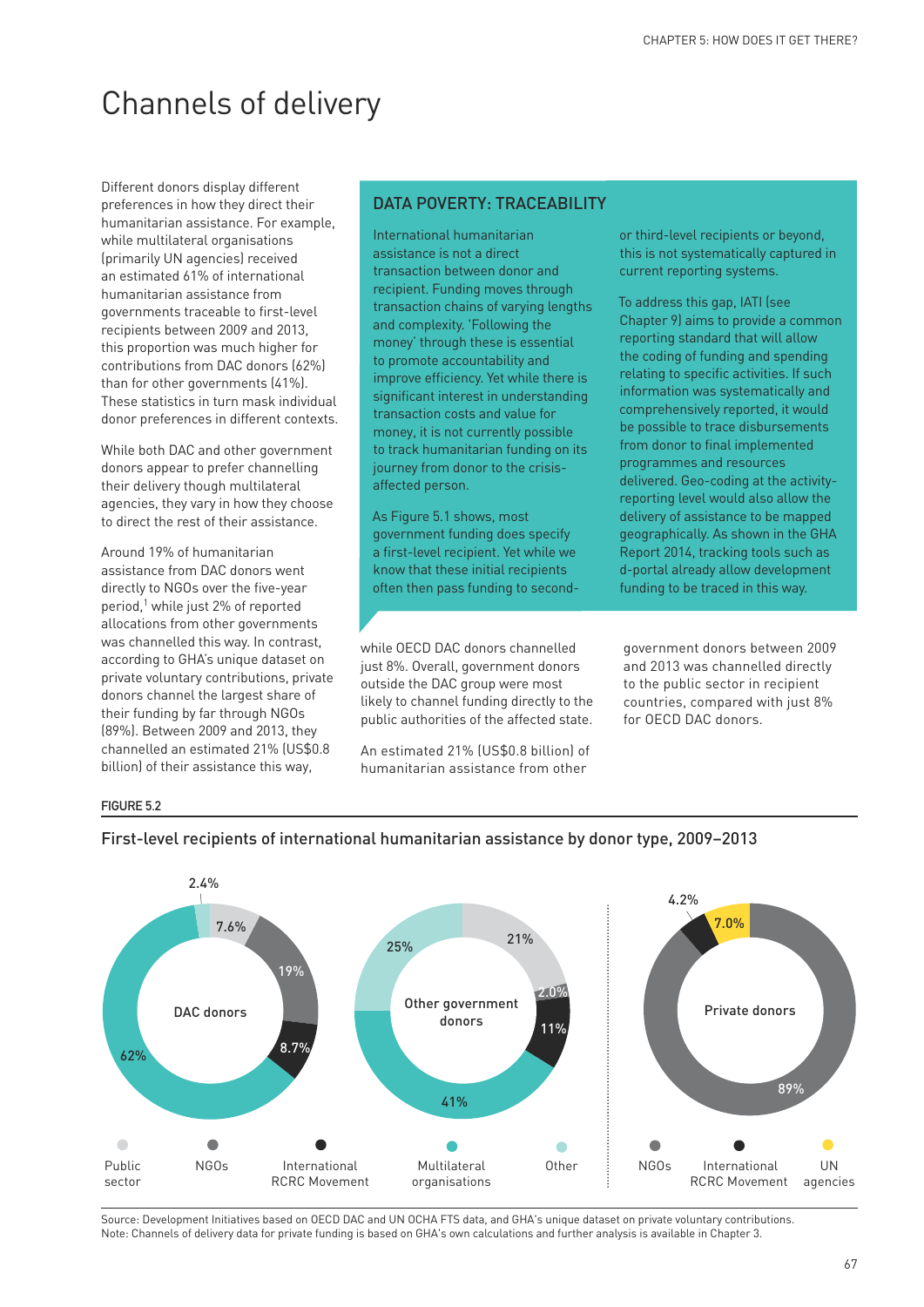# Channels of delivery

Different donors display different preferences in how they direct their humanitarian assistance. For example, while multilateral organisations (primarily UN agencies) received an estimated 61% of international humanitarian assistance from governments traceable to first-level recipients between 2009 and 2013, this proportion was much higher for contributions from DAC donors (62%) than for other governments (41%). These statistics in turn mask individual donor preferences in different contexts.

While both DAC and other government donors appear to prefer channelling their delivery though multilateral agencies, they vary in how they choose to direct the rest of their assistance.

Around 19% of humanitarian assistance from DAC donors went directly to NGOs over the five-year period,[1] while just 2% of reported allocations from other governments was channelled this way. In contrast, according to GHA's unique dataset on private voluntary contributions, private donors channel the largest share of their funding by far through NGOs (89%). Between 2009 and 2013, they channelled an estimated 21% (US$0.8 billion) of their assistance this way, while OECD DAC donors channelled just 8%. Overall, government donors outside the DAC group were most likely to channel funding directly to the public authorities of the affected state.

An estimated 21% (US$0.8 billion) of humanitarian assistance from other government donors between 2009 and 2013 was channelled directly to the public sector in recipient countries, compared with just 8% for OECD DAC donors.

## DATA POVERTY: TRACEABILITY

International humanitarian assistance is not a direct transaction between donor and recipient. Funding moves through transaction chains of varying lengths and complexity. 'Following the money' through these is essential to promote accountability and improve efficiency. Yet while there is significant interest in understanding transaction costs and value for money, it is not currently possible to track humanitarian funding on its journey from donor to the crisis-affected person.

As Figure 5.1 shows, most government funding does specify a first-level recipient. Yet while we know that these initial recipients often then pass funding to second- or third-level recipients or beyond, this is not systematically captured in current reporting systems.

To address this gap, IATI (see Chapter 9) aims to provide a common reporting standard that will allow the coding of funding and spending relating to specific activities. If such information was systematically and comprehensively reported, it would be possible to trace disbursements from donor to final implemented programmes and resources delivered. Geo-coding at the activity-reporting level would also allow the delivery of assistance to be mapped geographically. As shown in the GHA Report 2014, tracking tools such as d-portal already allow development funding to be traced in this way.

**FIGURE 5.2**

First-level recipients of international humanitarian assistance by donor type, 2009–2013

| Channel | DAC donors | Other government donors | Private donors |
|---|---|---|---|
| Public sector | 7.6% | 21% | |
| NGOs | 19% | 2.0% | 89% |
| International RCRC Movement | 8.7% | 11% | 4.2% |
| Multilateral organisations | 62% | 41% | |
| Other | 2.4% | 25% | |
| UN agencies | | | 7.0% |

Source: Development Initiatives based on OECD DAC and UN OCHA FTS data, and GHA's unique dataset on private voluntary contributions.
Note: Channels of delivery data for private funding is based on GHA's own calculations and further analysis is available in Chapter 3.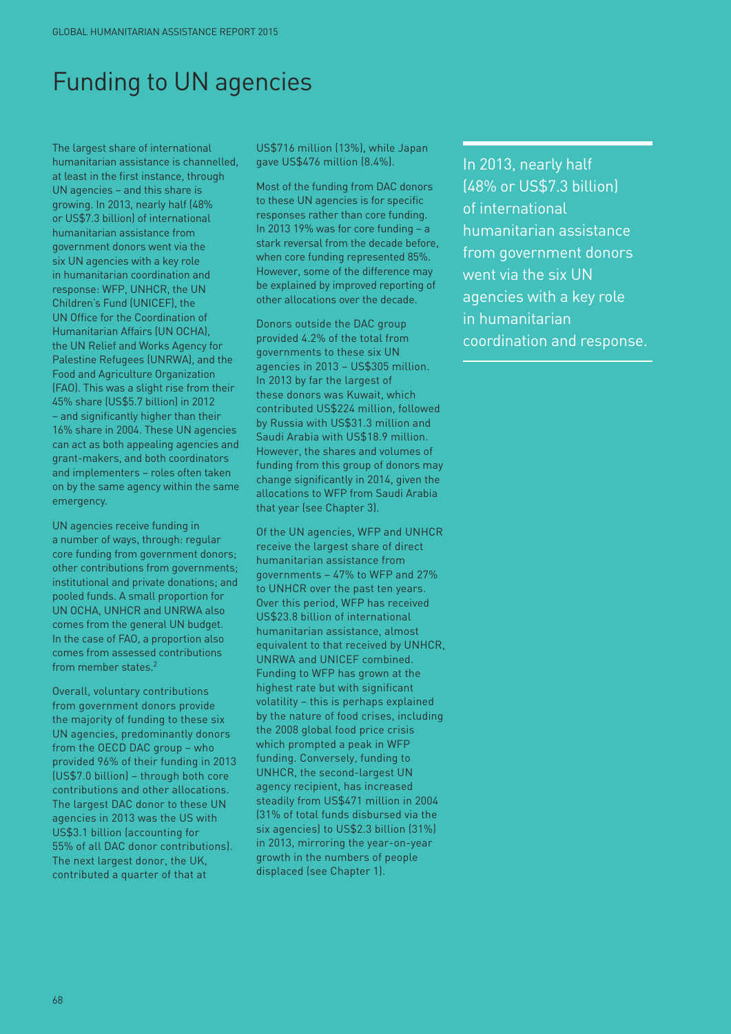# Funding to UN agencies

The largest share of international humanitarian assistance is channelled, at least in the first instance, through UN agencies – and this share is growing. In 2013, nearly half (48% or US$7.3 billion) of international humanitarian assistance from government donors went via the six UN agencies with a key role in humanitarian coordination and response: WFP, UNHCR, the UN Children's Fund (UNICEF), the UN Office for the Coordination of Humanitarian Affairs (UN OCHA), the UN Relief and Works Agency for Palestine Refugees (UNRWA), and the Food and Agriculture Organization (FAO). This was a slight rise from their 45% share (US$5.7 billion) in 2012 – and significantly higher than their 16% share in 2004. These UN agencies can act as both appealing agencies and grant-makers, and both coordinators and implementers – roles often taken on by the same agency within the same emergency.

UN agencies receive funding in a number of ways, through: regular core funding from government donors; other contributions from governments; institutional and private donations; and pooled funds. A small proportion for UN OCHA, UNHCR and UNRWA also comes from the general UN budget. In the case of FAO, a proportion also comes from assessed contributions from member states.[2]

Overall, voluntary contributions from government donors provide the majority of funding to these six UN agencies, predominantly donors from the OECD DAC group – who provided 96% of their funding in 2013 (US$7.0 billion) – through both core contributions and other allocations. The largest DAC donor to these UN agencies in 2013 was the US with US$3.1 billion (accounting for 55% of all DAC donor contributions). The next largest donor, the UK, contributed a quarter of that at US$716 million (13%), while Japan gave US$476 million (8.4%).

Most of the funding from DAC donors to these UN agencies is for specific responses rather than core funding. In 2013 19% was for core funding – a stark reversal from the decade before, when core funding represented 85%. However, some of the difference may be explained by improved reporting of other allocations over the decade.

Donors outside the DAC group provided 4.2% of the total from governments to these six UN agencies in 2013 – US$305 million. In 2013 by far the largest of these donors was Kuwait, which contributed US$224 million, followed by Russia with US$31.3 million and Saudi Arabia with US$18.9 million. However, the shares and volumes of funding from this group of donors may change significantly in 2014, given the allocations to WFP from Saudi Arabia that year (see Chapter 3).

Of the UN agencies, WFP and UNHCR receive the largest share of direct humanitarian assistance from governments – 47% to WFP and 27% to UNHCR over the past ten years. Over this period, WFP has received US$23.8 billion of international humanitarian assistance, almost equivalent to that received by UNHCR, UNRWA and UNICEF combined. Funding to WFP has grown at the highest rate but with significant volatility – this is perhaps explained by the nature of food crises, including the 2008 global food price crisis which prompted a peak in WFP funding. Conversely, funding to UNHCR, the second-largest UN agency recipient, has increased steadily from US$471 million in 2004 (31% of total funds disbursed via the six agencies) to US$2.3 billion (31%) in 2013, mirroring the year-on-year growth in the numbers of people displaced (see Chapter 1).

> In 2013, nearly half (48% or US$7.3 billion) of international humanitarian assistance from government donors went via the six UN agencies with a key role in humanitarian coordination and response.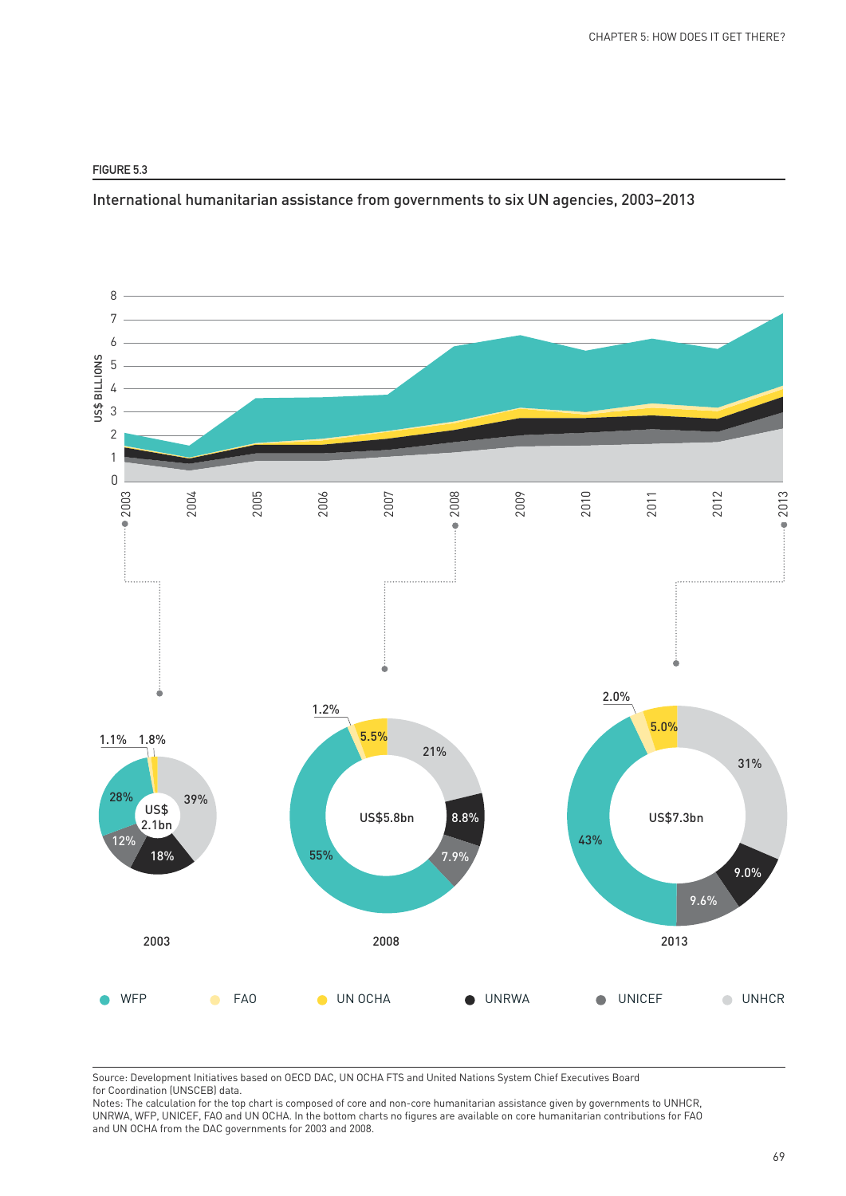FIGURE 5.3

## International humanitarian assistance from governments to six UN agencies, 2003–2013

US$ BILLIONS

2003: US$ 2.1bn — WFP 28%, FAO 1.1%, UN OCHA 1.8%, UNHCR 39%, UNRWA 18%, UNICEF 12%

2008: US$5.8bn — WFP 55%, FAO 1.2%, UN OCHA 5.5%, UNHCR 21%, UNRWA 8.8%, UNICEF 7.9%

2013: US$7.3bn — WFP 43%, FAO 2.0%, UN OCHA 5.0%, UNHCR 31%, UNRWA 9.0%, UNICEF 9.6%

WFP | FAO | UN OCHA | UNRWA | UNICEF | UNHCR

Source: Development Initiatives based on OECD DAC, UN OCHA FTS and United Nations System Chief Executives Board for Coordination (UNSCEB) data.
Notes: The calculation for the top chart is composed of core and non-core humanitarian assistance given by governments to UNHCR, UNRWA, WFP, UNICEF, FAO and UN OCHA. In the bottom charts no figures are available on core humanitarian contributions for FAO and UN OCHA from the DAC governments for 2003 and 2008.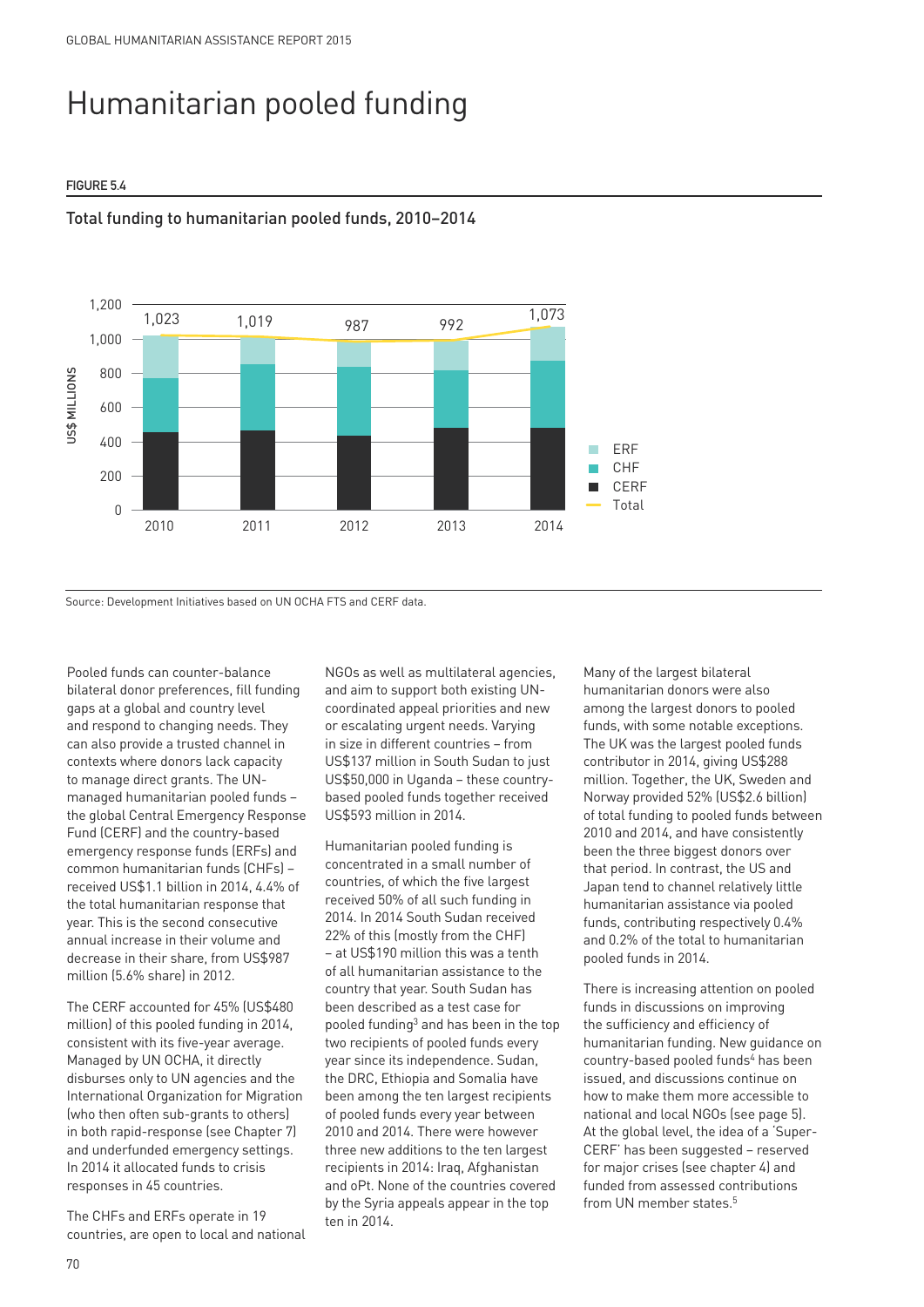# Humanitarian pooled funding

**FIGURE 5.4**

Total funding to humanitarian pooled funds, 2010–2014

| Year | Total (US$ millions) |
|---|---|
| 2010 | 1,023 |
| 2011 | 1,019 |
| 2012 | 987 |
| 2013 | 992 |
| 2014 | 1,073 |

Legend: ERF, CHF, CERF, Total

Source: Development Initiatives based on UN OCHA FTS and CERF data.

Pooled funds can counter-balance bilateral donor preferences, fill funding gaps at a global and country level and respond to changing needs. They can also provide a trusted channel in contexts where donors lack capacity to manage direct grants. The UN-managed humanitarian pooled funds – the global Central Emergency Response Fund (CERF) and the country-based emergency response funds (ERFs) and common humanitarian funds (CHFs) – received US$1.1 billion in 2014, 4.4% of the total humanitarian response that year. This is the second consecutive annual increase in their volume and decrease in their share, from US$987 million (5.6% share) in 2012.

The CERF accounted for 45% (US$480 million) of this pooled funding in 2014, consistent with its five-year average. Managed by UN OCHA, it directly disburses only to UN agencies and the International Organization for Migration (who then often sub-grants to others) in both rapid-response (see Chapter 7) and underfunded emergency settings. In 2014 it allocated funds to crisis responses in 45 countries.

The CHFs and ERFs operate in 19 countries, are open to local and national NGOs as well as multilateral agencies, and aim to support both existing UN-coordinated appeal priorities and new or escalating urgent needs. Varying in size in different countries – from US$137 million in South Sudan to just US$50,000 in Uganda – these country-based pooled funds together received US$593 million in 2014.

Humanitarian pooled funding is concentrated in a small number of countries, of which the five largest received 50% of all such funding in 2014. In 2014 South Sudan received 22% of this (mostly from the CHF) – at US$190 million this was a tenth of all humanitarian assistance to the country that year. South Sudan has been described as a test case for pooled funding[3] and has been in the top two recipients of pooled funds every year since its independence. Sudan, the DRC, Ethiopia and Somalia have been among the ten largest recipients of pooled funds every year between 2010 and 2014. There were however three new additions to the ten largest recipients in 2014: Iraq, Afghanistan and oPt. None of the countries covered by the Syria appeals appear in the top ten in 2014.

Many of the largest bilateral humanitarian donors were also among the largest donors to pooled funds, with some notable exceptions. The UK was the largest pooled funds contributor in 2014, giving US$288 million. Together, the UK, Sweden and Norway provided 52% (US$2.6 billion) of total funding to pooled funds between 2010 and 2014, and have consistently been the three biggest donors over that period. In contrast, the US and Japan tend to channel relatively little humanitarian assistance via pooled funds, contributing respectively 0.4% and 0.2% of the total to humanitarian pooled funds in 2014.

There is increasing attention on pooled funds in discussions on improving the sufficiency and efficiency of humanitarian funding. New guidance on country-based pooled funds[4] has been issued, and discussions continue on how to make them more accessible to national and local NGOs (see page 5). At the global level, the idea of a 'Super-CERF' has been suggested – reserved for major crises (see chapter 4) and funded from assessed contributions from UN member states.[5]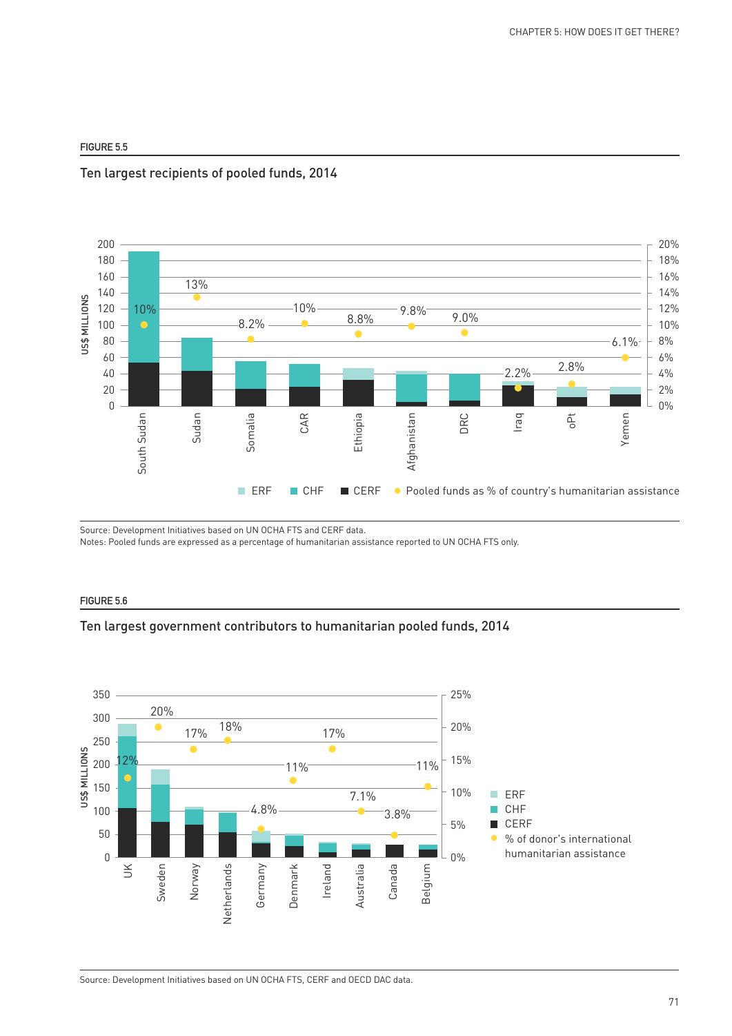FIGURE 5.5

## Ten largest recipients of pooled funds, 2014

Source: Development Initiatives based on UN OCHA FTS and CERF data.
Notes: Pooled funds are expressed as a percentage of humanitarian assistance reported to UN OCHA FTS only.

FIGURE 5.6

## Ten largest government contributors to humanitarian pooled funds, 2014

Source: Development Initiatives based on UN OCHA FTS, CERF and OECD DAC data.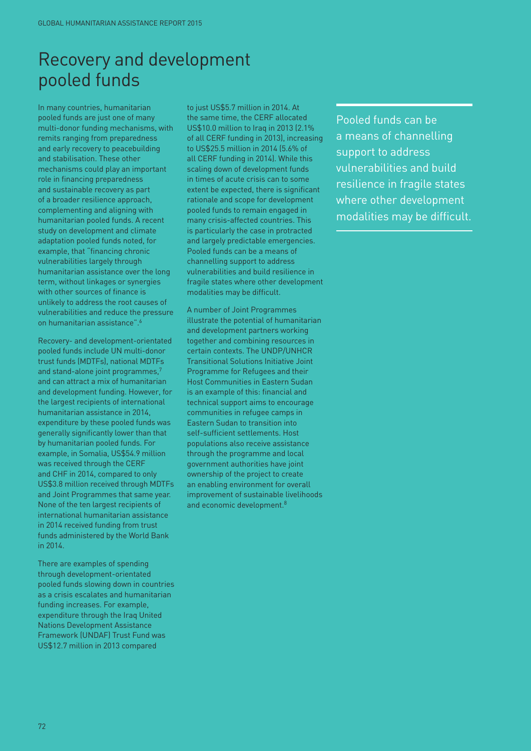# Recovery and development pooled funds

In many countries, humanitarian pooled funds are just one of many multi-donor funding mechanisms, with remits ranging from preparedness and early recovery to peacebuilding and stabilisation. These other mechanisms could play an important role in financing preparedness and sustainable recovery as part of a broader resilience approach, complementing and aligning with humanitarian pooled funds. A recent study on development and climate adaptation pooled funds noted, for example, that "financing chronic vulnerabilities largely through humanitarian assistance over the long term, without linkages or synergies with other sources of finance is unlikely to address the root causes of vulnerabilities and reduce the pressure on humanitarian assistance".[6]

Recovery- and development-orientated pooled funds include UN multi-donor trust funds (MDTFs), national MDTFs and stand-alone joint programmes,[7] and can attract a mix of humanitarian and development funding. However, for the largest recipients of international humanitarian assistance in 2014, expenditure by these pooled funds was generally significantly lower than that by humanitarian pooled funds. For example, in Somalia, US$54.9 million was received through the CERF and CHF in 2014, compared to only US$3.8 million received through MDTFs and Joint Programmes that same year. None of the ten largest recipients of international humanitarian assistance in 2014 received funding from trust funds administered by the World Bank in 2014.

There are examples of spending through development-orientated pooled funds slowing down in countries as a crisis escalates and humanitarian funding increases. For example, expenditure through the Iraq United Nations Development Assistance Framework (UNDAF) Trust Fund was US$12.7 million in 2013 compared to just US$5.7 million in 2014. At the same time, the CERF allocated US$10.0 million to Iraq in 2013 (2.1% of all CERF funding in 2013), increasing to US$25.5 million in 2014 (5.6% of all CERF funding in 2014). While this scaling down of development funds in times of acute crisis can to some extent be expected, there is significant rationale and scope for development pooled funds to remain engaged in many crisis-affected countries. This is particularly the case in protracted and largely predictable emergencies. Pooled funds can be a means of channelling support to address vulnerabilities and build resilience in fragile states where other development modalities may be difficult.

A number of Joint Programmes illustrate the potential of humanitarian and development partners working together and combining resources in certain contexts. The UNDP/UNHCR Transitional Solutions Initiative Joint Programme for Refugees and their Host Communities in Eastern Sudan is an example of this: financial and technical support aims to encourage communities in refugee camps in Eastern Sudan to transition into self-sufficient settlements. Host populations also receive assistance through the programme and local government authorities have joint ownership of the project to create an enabling environment for overall improvement of sustainable livelihoods and economic development.[8]

> Pooled funds can be a means of channelling support to address vulnerabilities and build resilience in fragile states where other development modalities may be difficult.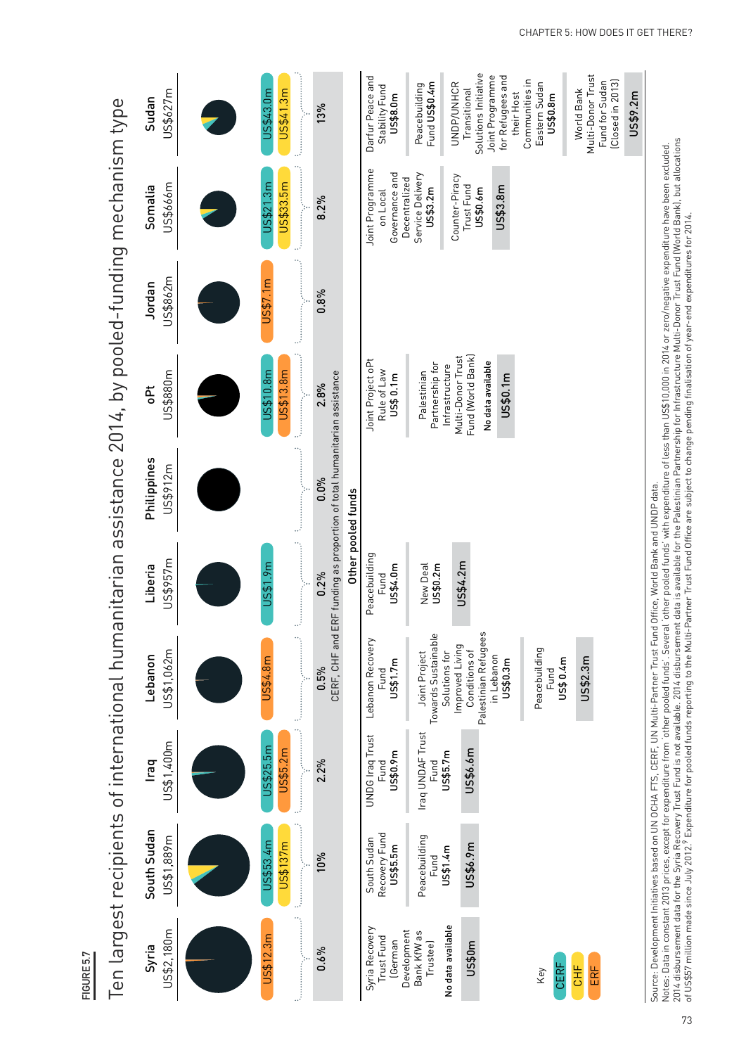FIGURE 5.7

# Ten largest recipients of international humanitarian assistance 2014, by pooled-funding mechanism type

| | Syria | South Sudan | Iraq | Lebanon | Liberia | Philippines | oPt | Jordan | Somalia | Sudan |
|---|---|---|---|---|---|---|---|---|---|---|
| Total | US$2,180m | US$1,889m | US$1,400m | US$1,062m | US$957m | US$912m | US$880m | US$862m | US$666m | US$627m |
| CERF | | US$53.4m | US$25.5m | | US$1.9m | | US$10.8m | | US$21.3m | US$43.0m |
| CHF | | US$137m | | | | | | | US$33.5m | US$41.3m |
| ERF | US$12.3m | | US$5.2m | US$4.8m | | | US$13.8m | US$7.1m | | |
| CERF, CHF and ERF funding as proportion of total humanitarian assistance | 0.6% | 10% | 2.2% | 0.5% | 0.2% | 0.0% | 2.8% | 0.8% | 8.2% | 13% |

**Other pooled funds**

| | Syria | South Sudan | Iraq | Lebanon | Liberia | oPt | Somalia | Sudan |
|---|---|---|---|---|---|---|---|---|
| Funds | Syria Recovery Trust Fund (German Development Bank KfW as Trustee) No data available | South Sudan Recovery Fund US$5.5m; Peacebuilding Fund US$1.4m | UNDG Iraq Trust Fund US$0.9m; Iraq UNDAF Trust Fund US$5.7m | Lebanon Recovery Fund US$1.7m; Joint Project Towards Sustainable Solutions for Improved Living Conditions of Palestinian Refugees in Lebanon US$0.3m; Peacebuilding Fund US$ 0.4m | Peacebuilding Fund US$4.0m; New Deal US$0.2m | Joint Project oPt Rule of Law US$ 0.1m; Palestinian Partnership for Infrastructure Multi-Donor Trust Fund (World Bank) No data available | Joint Programme on Local Governance and Decentralized Service Delivery US$3.2m; Counter-Piracy Trust Fund US$0.6m | Darfur Peace and Stability Fund US$8.0m; Peacebuilding Fund US$0.4m; UNDP/UNHCR Transitional Solutions Initiative Joint Programme for Refugees and their Host Communities in Eastern Sudan US$0.8m; World Bank Multi-Donor Trust Fund for Sudan (Closed in 2013) |
| Total | US$0m | US$6.9m | US$6.6m | US$2.3m | US$4.2m | US$0.1m | US$3.8m | US$9.2m |

Key: CERF, CHF, ERF

Source: Development Initiatives based on UN OCHA FTS, CERF, UN Multi-Partner Trust Fund Office, World Bank and UNDP data.
Notes: Data in constant 2013 prices, except for expenditure from 'other pooled funds'. Several 'other pooled funds' with expenditure of less than US$10,000 in 2014 or zero/negative expenditure have been excluded. 2014 disbursement data for the Syria Recovery Trust Fund is not available. 2014 disbursement data is available for the Palestinian Partnership for Infrastructure Multi-Donor Trust Fund (World Bank), but allocations of US$57 million made since July 2012.[9] Expenditure for pooled funds reporting to the Multi-Partner Trust Fund Office are subject to change pending finalisation of year-end expenditures for 2014.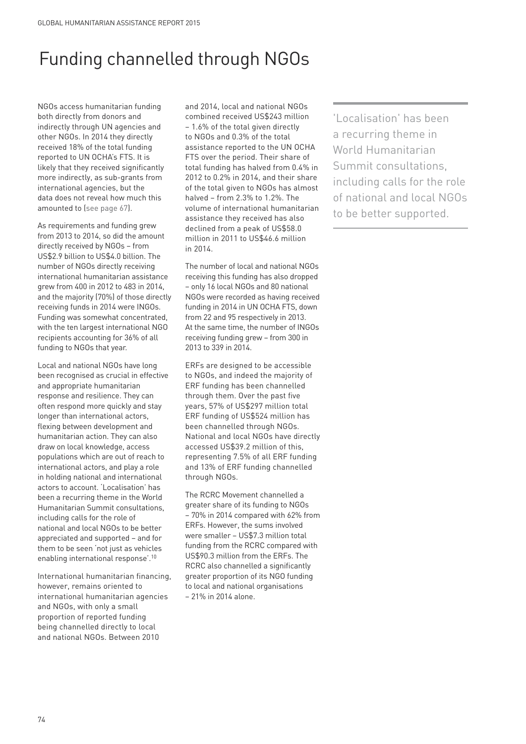# Funding channelled through NGOs

NGOs access humanitarian funding both directly from donors and indirectly through UN agencies and other NGOs. In 2014 they directly received 18% of the total funding reported to UN OCHA's FTS. It is likely that they received significantly more indirectly, as sub-grants from international agencies, but the data does not reveal how much this amounted to (see page 67).

As requirements and funding grew from 2013 to 2014, so did the amount directly received by NGOs – from US$2.9 billion to US$4.0 billion. The number of NGOs directly receiving international humanitarian assistance grew from 400 in 2012 to 483 in 2014, and the majority (70%) of those directly receiving funds in 2014 were INGOs. Funding was somewhat concentrated, with the ten largest international NGO recipients accounting for 36% of all funding to NGOs that year.

Local and national NGOs have long been recognised as crucial in effective and appropriate humanitarian response and resilience. They can often respond more quickly and stay longer than international actors, flexing between development and humanitarian action. They can also draw on local knowledge, access populations which are out of reach to international actors, and play a role in holding national and international actors to account. 'Localisation' has been a recurring theme in the World Humanitarian Summit consultations, including calls for the role of national and local NGOs to be better appreciated and supported – and for them to be seen 'not just as vehicles enabling international response'.[10]

International humanitarian financing, however, remains oriented to international humanitarian agencies and NGOs, with only a small proportion of reported funding being channelled directly to local and national NGOs. Between 2010 and 2014, local and national NGOs combined received US$243 million – 1.6% of the total given directly to NGOs and 0.3% of the total assistance reported to the UN OCHA FTS over the period. Their share of total funding has halved from 0.4% in 2012 to 0.2% in 2014, and their share of the total given to NGOs has almost halved – from 2.3% to 1.2%. The volume of international humanitarian assistance they received has also declined from a peak of US$58.0 million in 2011 to US$46.6 million in 2014.

The number of local and national NGOs receiving this funding has also dropped – only 16 local NGOs and 80 national NGOs were recorded as having received funding in 2014 in UN OCHA FTS, down from 22 and 95 respectively in 2013. At the same time, the number of INGOs receiving funding grew – from 300 in 2013 to 339 in 2014.

ERFs are designed to be accessible to NGOs, and indeed the majority of ERF funding has been channelled through them. Over the past five years, 57% of US$297 million total ERF funding of US$524 million has been channelled through NGOs. National and local NGOs have directly accessed US$39.2 million of this, representing 7.5% of all ERF funding and 13% of ERF funding channelled through NGOs.

The RCRC Movement channelled a greater share of its funding to NGOs – 70% in 2014 compared with 62% from ERFs. However, the sums involved were smaller – US$7.3 million total funding from the RCRC compared with US$90.3 million from the ERFs. The RCRC also channelled a significantly greater proportion of its NGO funding to local and national organisations – 21% in 2014 alone.

'Localisation' has been a recurring theme in World Humanitarian Summit consultations, including calls for the role of national and local NGOs to be better supported.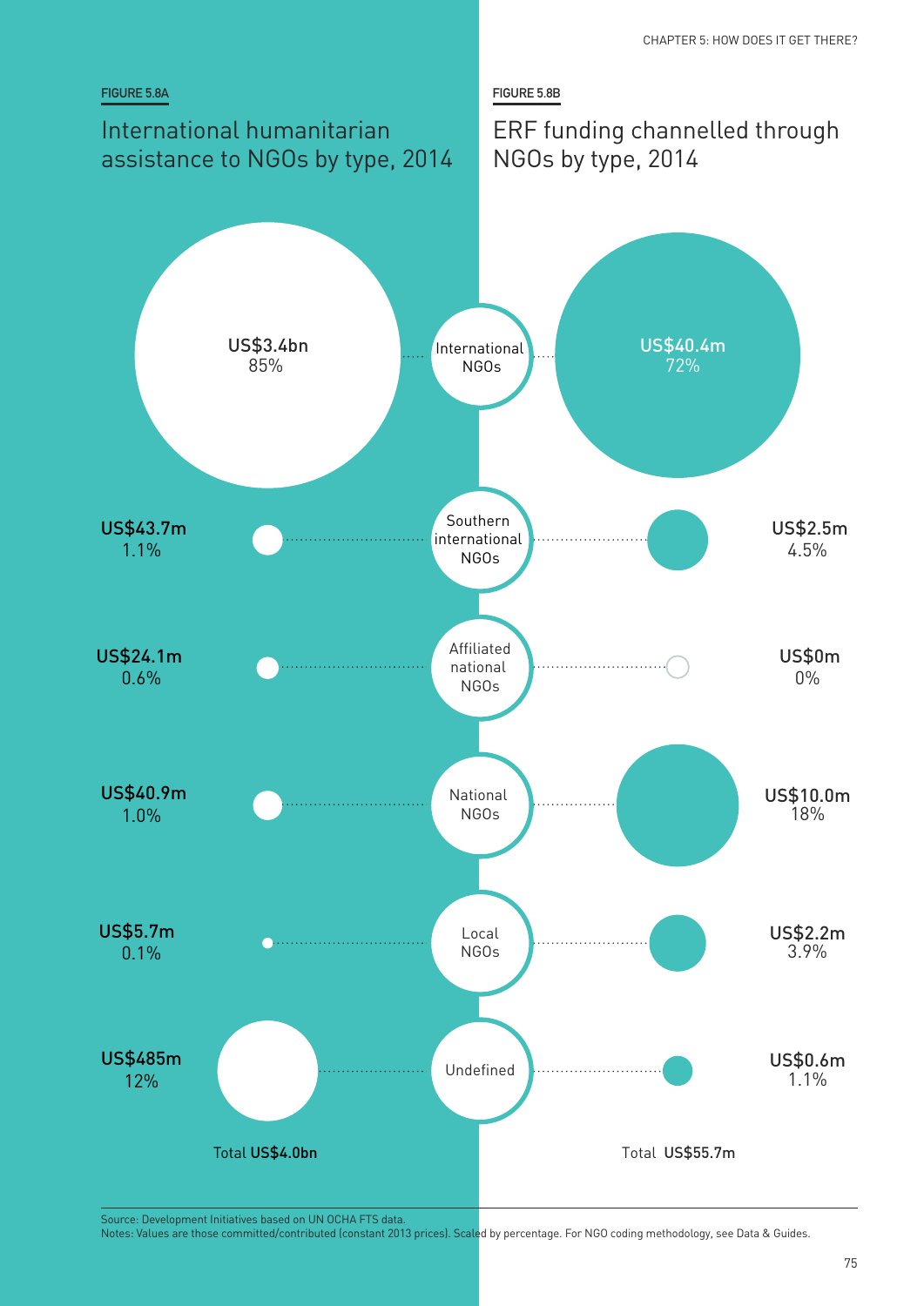FIGURE 5.8A

## International humanitarian assistance to NGOs by type, 2014

FIGURE 5.8B

## ERF funding channelled through NGOs by type, 2014

| NGO type | International humanitarian assistance (5.8A) | | ERF funding (5.8B) | |
|---|---|---|---|---|
| International NGOs | US$3.4bn | 85% | US$40.4m | 72% |
| Southern international NGOs | US$43.7m | 1.1% | US$2.5m | 4.5% |
| Affiliated national NGOs | US$24.1m | 0.6% | US$0m | 0% |
| National NGOs | US$40.9m | 1.0% | US$10.0m | 18% |
| Local NGOs | US$5.7m | 0.1% | US$2.2m | 3.9% |
| Undefined | US$485m | 12% | US$0.6m | 1.1% |
| Total | **US$4.0bn** | | **US$55.7m** | |

Source: Development Initiatives based on UN OCHA FTS data.
Notes: Values are those committed/contributed (constant 2013 prices). Scaled by percentage. For NGO coding methodology, see Data & Guides.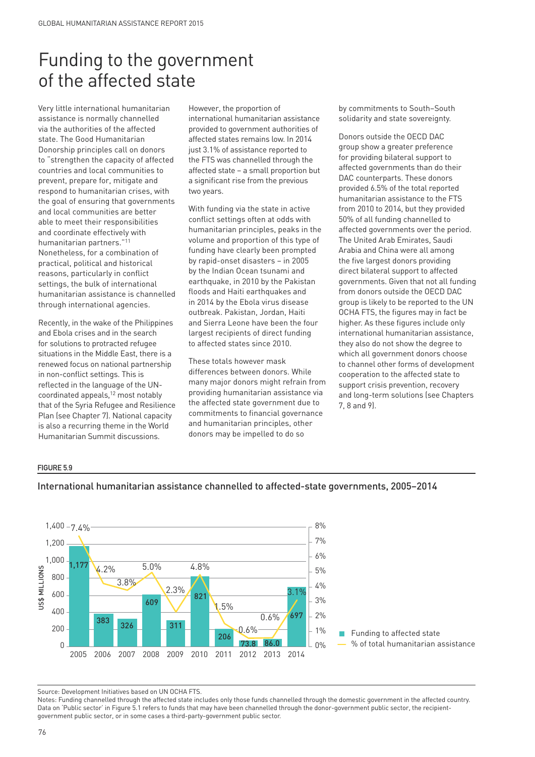# Funding to the government of the affected state

Very little international humanitarian assistance is normally channelled via the authorities of the affected state. The Good Humanitarian Donorship principles call on donors to "strengthen the capacity of affected countries and local communities to prevent, prepare for, mitigate and respond to humanitarian crises, with the goal of ensuring that governments and local communities are better able to meet their responsibilities and coordinate effectively with humanitarian partners."[11] Nonetheless, for a combination of practical, political and historical reasons, particularly in conflict settings, the bulk of international humanitarian assistance is channelled through international agencies.

Recently, in the wake of the Philippines and Ebola crises and in the search for solutions to protracted refugee situations in the Middle East, there is a renewed focus on national partnership in non-conflict settings. This is reflected in the language of the UN-coordinated appeals,[12] most notably that of the Syria Refugee and Resilience Plan (see Chapter 7). National capacity is also a recurring theme in the World Humanitarian Summit discussions.

However, the proportion of international humanitarian assistance provided to government authorities of affected states remains low. In 2014 just 3.1% of assistance reported to the FTS was channelled through the affected state – a small proportion but a significant rise from the previous two years.

With funding via the state in active conflict settings often at odds with humanitarian principles, peaks in the volume and proportion of this type of funding have clearly been prompted by rapid-onset disasters – in 2005 by the Indian Ocean tsunami and earthquake, in 2010 by the Pakistan floods and Haiti earthquakes and in 2014 by the Ebola virus disease outbreak. Pakistan, Jordan, Haiti and Sierra Leone have been the four largest recipients of direct funding to affected states since 2010.

These totals however mask differences between donors. While many major donors might refrain from providing humanitarian assistance via the affected state government due to commitments to financial governance and humanitarian principles, other donors may be impelled to do so by commitments to South–South solidarity and state sovereignty.

Donors outside the OECD DAC group show a greater preference for providing bilateral support to affected governments than do their DAC counterparts. These donors provided 6.5% of the total reported humanitarian assistance to the FTS from 2010 to 2014, but they provided 50% of all funding channelled to affected governments over the period. The United Arab Emirates, Saudi Arabia and China were all among the five largest donors providing direct bilateral support to affected governments. Given that not all funding from donors outside the OECD DAC group is likely to be reported to the UN OCHA FTS, the figures may in fact be higher. As these figures include only international humanitarian assistance, they also do not show the degree to which all government donors choose to channel other forms of development cooperation to the affected state to support crisis prevention, recovery and long-term solutions (see Chapters 7, 8 and 9).

**FIGURE 5.9**

International humanitarian assistance channelled to affected-state governments, 2005–2014

| Year | Funding to affected state (US$ millions) | % of total humanitarian assistance |
|---|---|---|
| 2005 | 1,177 | 7.4% |
| 2006 | 383 | 4.2% |
| 2007 | 326 | 3.8% |
| 2008 | 609 | 5.0% |
| 2009 | 311 | 2.3% |
| 2010 | 821 | 4.8% |
| 2011 | 206 | 1.5% |
| 2012 | 73.8 | 0.6% |
| 2013 | 86.0 | 0.6% |
| 2014 | 697 | 3.1% |

Source: Development Initiatives based on UN OCHA FTS.

Notes: Funding channelled through the affected state includes only those funds channelled through the domestic government in the affected country. Data on 'Public sector' in Figure 5.1 refers to funds that may have been channelled through the donor-government public sector, the recipient-government public sector, or in some cases a third-party-government public sector.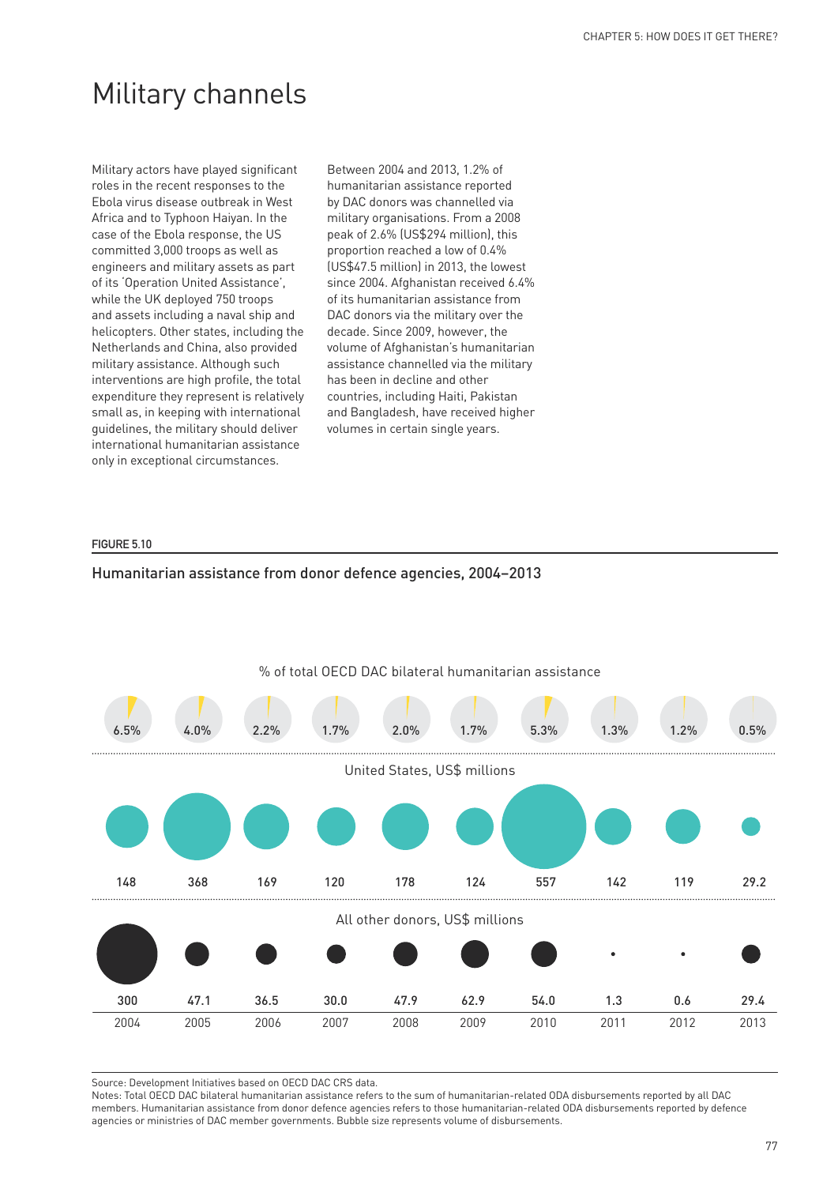# Military channels

Military actors have played significant roles in the recent responses to the Ebola virus disease outbreak in West Africa and to Typhoon Haiyan. In the case of the Ebola response, the US committed 3,000 troops as well as engineers and military assets as part of its 'Operation United Assistance', while the UK deployed 750 troops and assets including a naval ship and helicopters. Other states, including the Netherlands and China, also provided military assistance. Although such interventions are high profile, the total expenditure they represent is relatively small as, in keeping with international guidelines, the military should deliver international humanitarian assistance only in exceptional circumstances.

Between 2004 and 2013, 1.2% of humanitarian assistance reported by DAC donors was channelled via military organisations. From a 2008 peak of 2.6% (US$294 million), this proportion reached a low of 0.4% (US$47.5 million) in 2013, the lowest since 2004. Afghanistan received 6.4% of its humanitarian assistance from DAC donors via the military over the decade. Since 2009, however, the volume of Afghanistan's humanitarian assistance channelled via the military has been in decline and other countries, including Haiti, Pakistan and Bangladesh, have received higher volumes in certain single years.

**FIGURE 5.10**

Humanitarian assistance from donor defence agencies, 2004–2013

| | 2004 | 2005 | 2006 | 2007 | 2008 | 2009 | 2010 | 2011 | 2012 | 2013 |
|---|---|---|---|---|---|---|---|---|---|---|
| % of total OECD DAC bilateral humanitarian assistance | 6.5% | 4.0% | 2.2% | 1.7% | 2.0% | 1.7% | 5.3% | 1.3% | 1.2% | 0.5% |
| United States, US$ millions | 148 | 368 | 169 | 120 | 178 | 124 | 557 | 142 | 119 | 29.2 |
| All other donors, US$ millions | 300 | 47.1 | 36.5 | 30.0 | 47.9 | 62.9 | 54.0 | 1.3 | 0.6 | 29.4 |

Source: Development Initiatives based on OECD DAC CRS data.
Notes: Total OECD DAC bilateral humanitarian assistance refers to the sum of humanitarian-related ODA disbursements reported by all DAC members. Humanitarian assistance from donor defence agencies refers to those humanitarian-related ODA disbursements reported by defence agencies or ministries of DAC member governments. Bubble size represents volume of disbursements.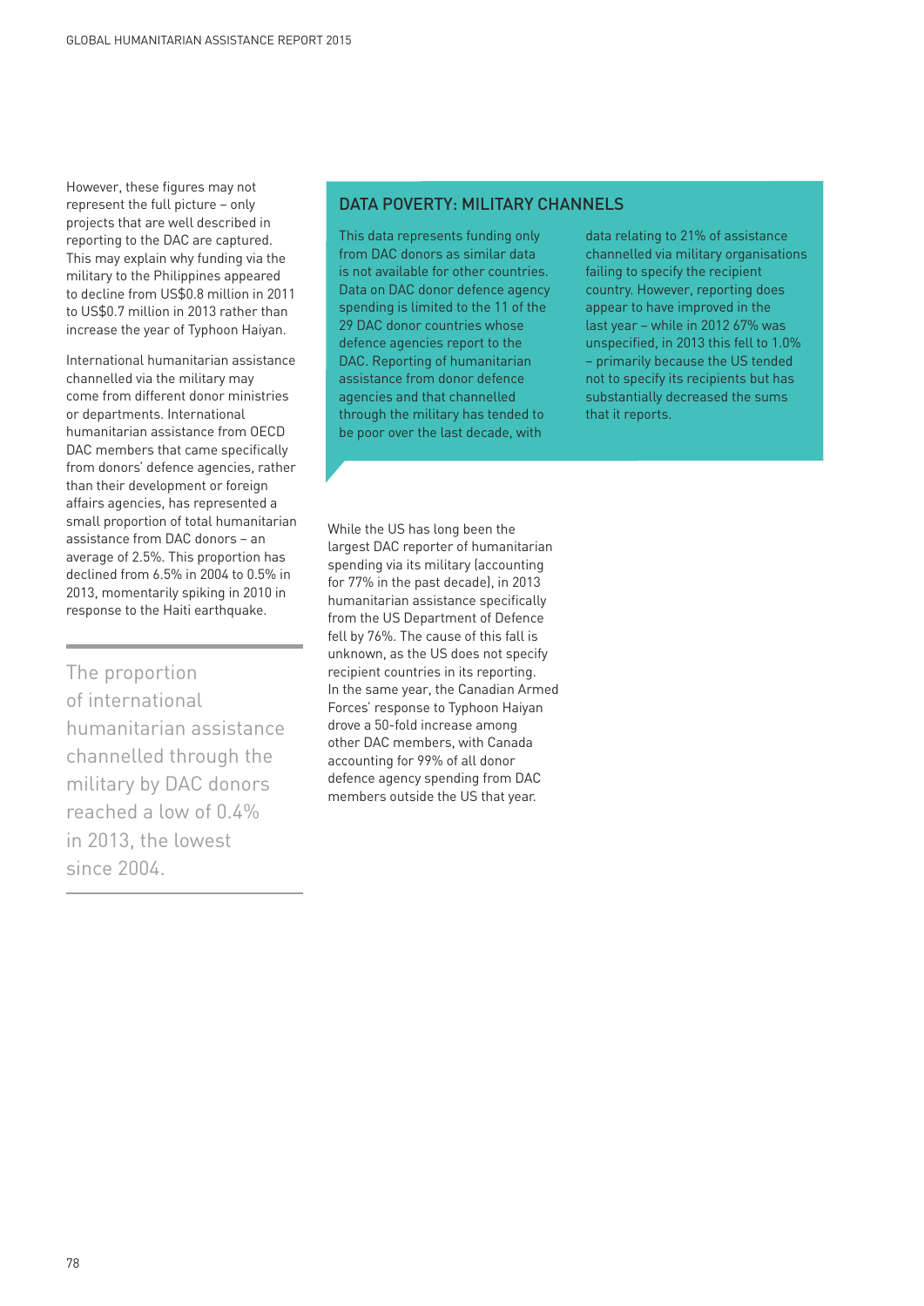However, these figures may not represent the full picture – only projects that are well described in reporting to the DAC are captured. This may explain why funding via the military to the Philippines appeared to decline from US$0.8 million in 2011 to US$0.7 million in 2013 rather than increase the year of Typhoon Haiyan.

International humanitarian assistance channelled via the military may come from different donor ministries or departments. International humanitarian assistance from OECD DAC members that came specifically from donors' defence agencies, rather than their development or foreign affairs agencies, has represented a small proportion of total humanitarian assistance from DAC donors – an average of 2.5%. This proportion has declined from 6.5% in 2004 to 0.5% in 2013, momentarily spiking in 2010 in response to the Haiti earthquake.

> The proportion of international humanitarian assistance channelled through the military by DAC donors reached a low of 0.4% in 2013, the lowest since 2004.

## DATA POVERTY: MILITARY CHANNELS

This data represents funding only from DAC donors as similar data is not available for other countries. Data on DAC donor defence agency spending is limited to the 11 of the 29 DAC donor countries whose defence agencies report to the DAC. Reporting of humanitarian assistance from donor defence agencies and that channelled through the military has tended to be poor over the last decade, with data relating to 21% of assistance channelled via military organisations failing to specify the recipient country. However, reporting does appear to have improved in the last year – while in 2012 67% was unspecified, in 2013 this fell to 1.0% – primarily because the US tended not to specify its recipients but has substantially decreased the sums that it reports.

While the US has long been the largest DAC reporter of humanitarian spending via its military (accounting for 77% in the past decade), in 2013 humanitarian assistance specifically from the US Department of Defence fell by 76%. The cause of this fall is unknown, as the US does not specify recipient countries in its reporting. In the same year, the Canadian Armed Forces' response to Typhoon Haiyan drove a 50-fold increase among other DAC members, with Canada accounting for 99% of all donor defence agency spending from DAC members outside the US that year.